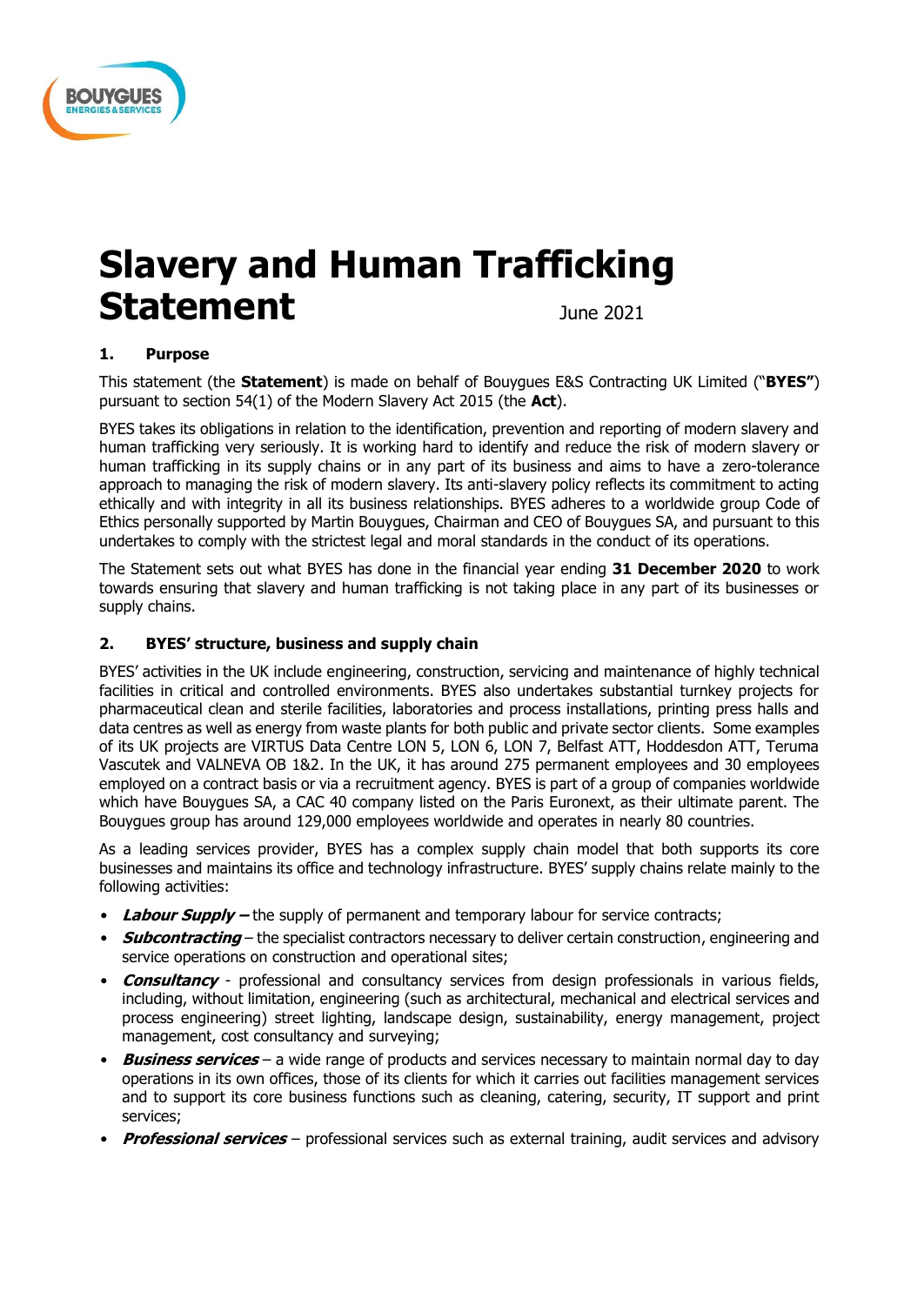# Slavery and Human Trafficking Statement

June 2021

## 1. Purpose

This statement (the **Statement**) is made on behalf of Bouygues E&S Contracting UK Limited ("**BYES"**) pursuant to section 54(1) of the Modern Slavery Act 2015 (the **Act**).

BYES takes its obligations in relation to the identification, prevention and reporting of modern slavery and human trafficking very seriously. It is working hard to identify and reduce the risk of modern slavery or human trafficking in its supply chains or in any part of its business and aims to have a zero-tolerance approach to managing the risk of modern slavery. Its anti-slavery policy reflects its commitment to acting ethically and with integrity in all its business relationships. BYES adheres to a worldwide group Code of Ethics personally supported by Martin Bouygues, Chairman and CEO of Bouygues SA, and pursuant to this undertakes to comply with the strictest legal and moral standards in the conduct of its operations.

The Statement sets out what BYES has done in the financial year ending **31 December 2020** to work towards ensuring that slavery and human trafficking is not taking place in any part of its businesses or supply chains.

## 2. BYES' structure, business and supply chain

BYES' activities in the UK include engineering, construction, servicing and maintenance of highly technical facilities in critical and controlled environments. BYES also undertakes substantial turnkey projects for pharmaceutical clean and sterile facilities, laboratories and process installations, printing press halls and data centres as well as energy from waste plants for both public and private sector clients. Some examples of its UK projects are VIRTUS Data Centre LON 5, LON 6, LON 7, Belfast ATT, Hoddesdon ATT, Teruma Vascutek and VALNEVA OB 1&2. In the UK, it has around 275 permanent employees and 30 employees employed on a contract basis or via a recruitment agency. BYES is part of a group of companies worldwide which have Bouygues SA, a CAC 40 company listed on the Paris Euronext, as their ultimate parent. The Bouygues group has around 129,000 employees worldwide and operates in nearly 80 countries.

As a leading services provider, BYES has a complex supply chain model that both supports its core businesses and maintains its office and technology infrastructure. BYES' supply chains relate mainly to the following activities:

- ***Labour Supply –*** the supply of permanent and temporary labour for service contracts;
- ***Subcontracting*** – the specialist contractors necessary to deliver certain construction, engineering and service operations on construction and operational sites;
- ***Consultancy*** - professional and consultancy services from design professionals in various fields, including, without limitation, engineering (such as architectural, mechanical and electrical services and process engineering) street lighting, landscape design, sustainability, energy management, project management, cost consultancy and surveying;
- ***Business services*** – a wide range of products and services necessary to maintain normal day to day operations in its own offices, those of its clients for which it carries out facilities management services and to support its core business functions such as cleaning, catering, security, IT support and print services;
- ***Professional services*** – professional services such as external training, audit services and advisory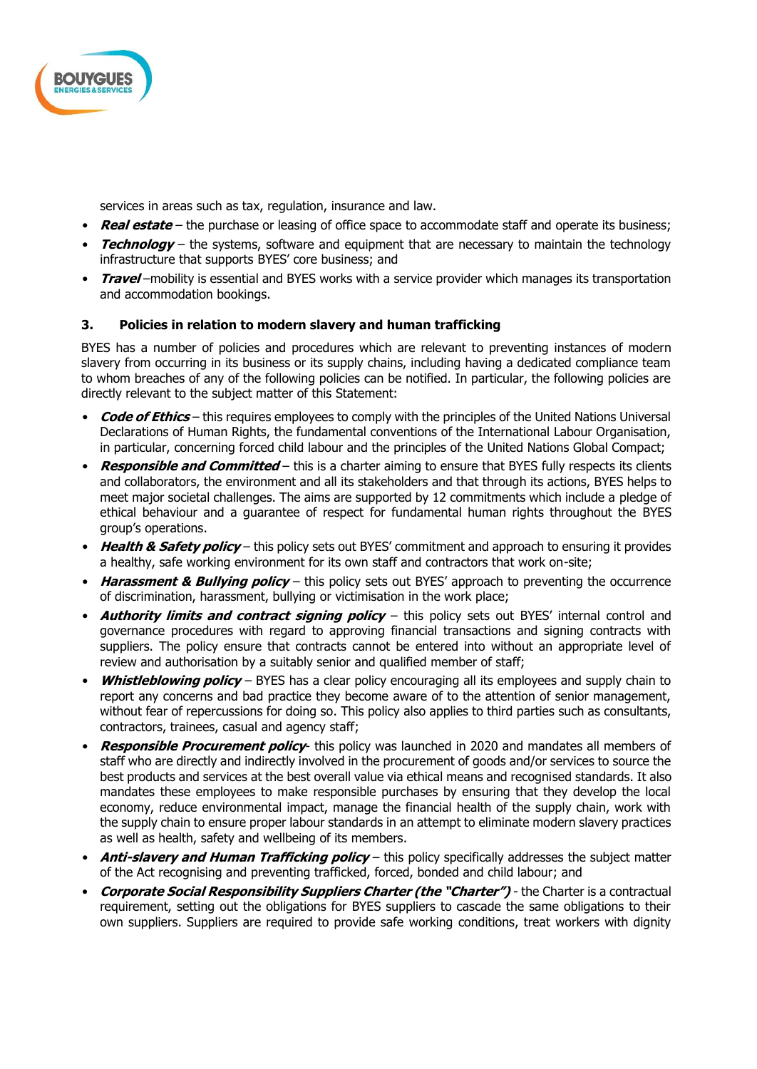services in areas such as tax, regulation, insurance and law.

- ***Real estate*** – the purchase or leasing of office space to accommodate staff and operate its business;
- ***Technology*** – the systems, software and equipment that are necessary to maintain the technology infrastructure that supports BYES' core business; and
- ***Travel*** –mobility is essential and BYES works with a service provider which manages its transportation and accommodation bookings.

## 3. Policies in relation to modern slavery and human trafficking

BYES has a number of policies and procedures which are relevant to preventing instances of modern slavery from occurring in its business or its supply chains, including having a dedicated compliance team to whom breaches of any of the following policies can be notified. In particular, the following policies are directly relevant to the subject matter of this Statement:

- ***Code of Ethics*** – this requires employees to comply with the principles of the United Nations Universal Declarations of Human Rights, the fundamental conventions of the International Labour Organisation, in particular, concerning forced child labour and the principles of the United Nations Global Compact;
- ***Responsible and Committed*** – this is a charter aiming to ensure that BYES fully respects its clients and collaborators, the environment and all its stakeholders and that through its actions, BYES helps to meet major societal challenges. The aims are supported by 12 commitments which include a pledge of ethical behaviour and a guarantee of respect for fundamental human rights throughout the BYES group's operations.
- ***Health & Safety policy*** – this policy sets out BYES' commitment and approach to ensuring it provides a healthy, safe working environment for its own staff and contractors that work on-site;
- ***Harassment & Bullying policy*** – this policy sets out BYES' approach to preventing the occurrence of discrimination, harassment, bullying or victimisation in the work place;
- ***Authority limits and contract signing policy*** – this policy sets out BYES' internal control and governance procedures with regard to approving financial transactions and signing contracts with suppliers. The policy ensure that contracts cannot be entered into without an appropriate level of review and authorisation by a suitably senior and qualified member of staff;
- ***Whistleblowing policy*** – BYES has a clear policy encouraging all its employees and supply chain to report any concerns and bad practice they become aware of to the attention of senior management, without fear of repercussions for doing so. This policy also applies to third parties such as consultants, contractors, trainees, casual and agency staff;
- ***Responsible Procurement policy***- this policy was launched in 2020 and mandates all members of staff who are directly and indirectly involved in the procurement of goods and/or services to source the best products and services at the best overall value via ethical means and recognised standards. It also mandates these employees to make responsible purchases by ensuring that they develop the local economy, reduce environmental impact, manage the financial health of the supply chain, work with the supply chain to ensure proper labour standards in an attempt to eliminate modern slavery practices as well as health, safety and wellbeing of its members.
- ***Anti-slavery and Human Trafficking policy*** – this policy specifically addresses the subject matter of the Act recognising and preventing trafficked, forced, bonded and child labour; and
- ***Corporate Social Responsibility Suppliers Charter (the "Charter")*** - the Charter is a contractual requirement, setting out the obligations for BYES suppliers to cascade the same obligations to their own suppliers. Suppliers are required to provide safe working conditions, treat workers with dignity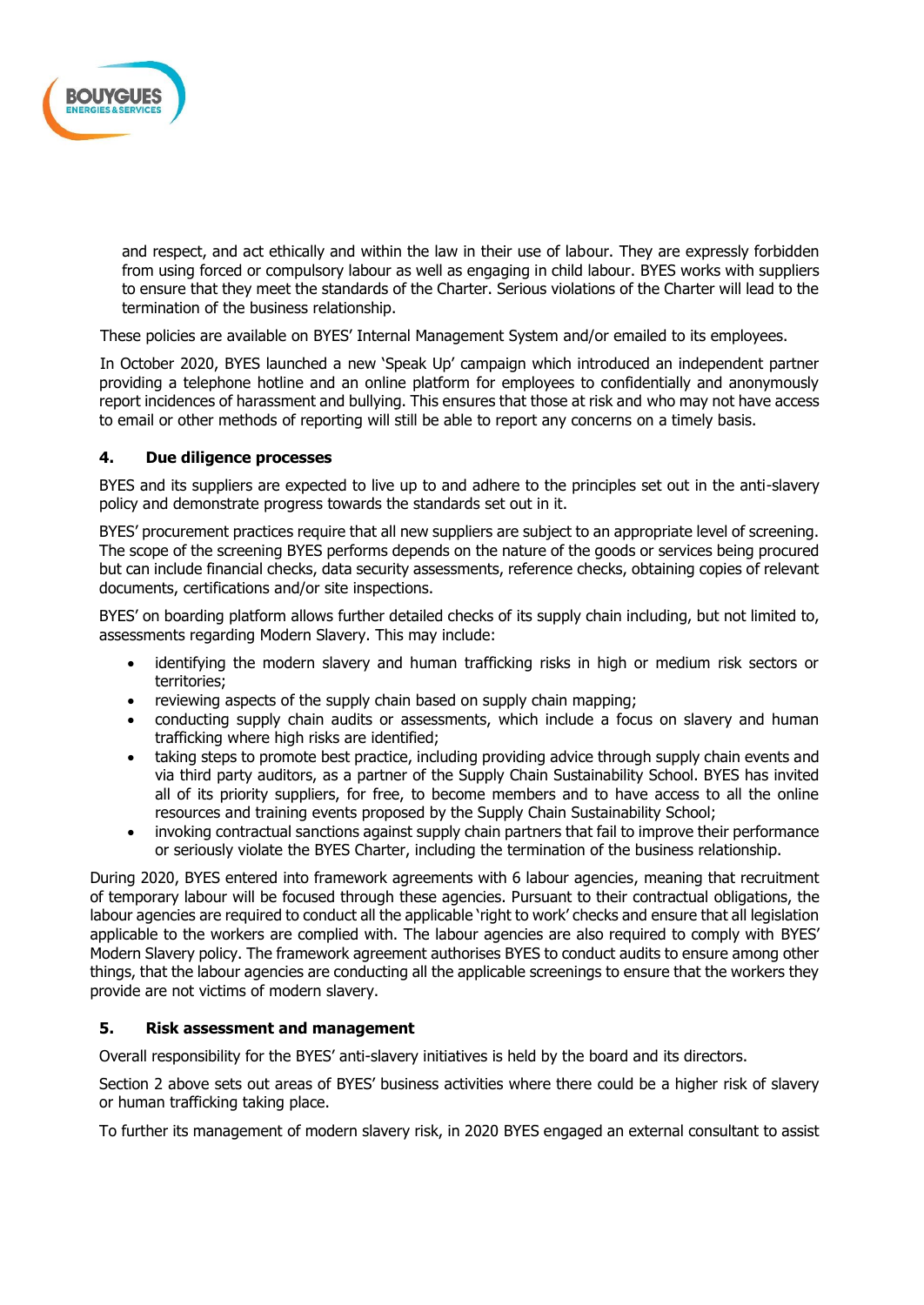and respect, and act ethically and within the law in their use of labour. They are expressly forbidden from using forced or compulsory labour as well as engaging in child labour. BYES works with suppliers to ensure that they meet the standards of the Charter. Serious violations of the Charter will lead to the termination of the business relationship.

These policies are available on BYES' Internal Management System and/or emailed to its employees.

In October 2020, BYES launched a new 'Speak Up' campaign which introduced an independent partner providing a telephone hotline and an online platform for employees to confidentially and anonymously report incidences of harassment and bullying. This ensures that those at risk and who may not have access to email or other methods of reporting will still be able to report any concerns on a timely basis.

## 4. Due diligence processes

BYES and its suppliers are expected to live up to and adhere to the principles set out in the anti-slavery policy and demonstrate progress towards the standards set out in it.

BYES' procurement practices require that all new suppliers are subject to an appropriate level of screening. The scope of the screening BYES performs depends on the nature of the goods or services being procured but can include financial checks, data security assessments, reference checks, obtaining copies of relevant documents, certifications and/or site inspections.

BYES' on boarding platform allows further detailed checks of its supply chain including, but not limited to, assessments regarding Modern Slavery. This may include:

- identifying the modern slavery and human trafficking risks in high or medium risk sectors or territories;
- reviewing aspects of the supply chain based on supply chain mapping;
- conducting supply chain audits or assessments, which include a focus on slavery and human trafficking where high risks are identified;
- taking steps to promote best practice, including providing advice through supply chain events and via third party auditors, as a partner of the Supply Chain Sustainability School. BYES has invited all of its priority suppliers, for free, to become members and to have access to all the online resources and training events proposed by the Supply Chain Sustainability School;
- invoking contractual sanctions against supply chain partners that fail to improve their performance or seriously violate the BYES Charter, including the termination of the business relationship.

During 2020, BYES entered into framework agreements with 6 labour agencies, meaning that recruitment of temporary labour will be focused through these agencies. Pursuant to their contractual obligations, the labour agencies are required to conduct all the applicable 'right to work' checks and ensure that all legislation applicable to the workers are complied with. The labour agencies are also required to comply with BYES' Modern Slavery policy. The framework agreement authorises BYES to conduct audits to ensure among other things, that the labour agencies are conducting all the applicable screenings to ensure that the workers they provide are not victims of modern slavery.

## 5. Risk assessment and management

Overall responsibility for the BYES' anti-slavery initiatives is held by the board and its directors.

Section 2 above sets out areas of BYES' business activities where there could be a higher risk of slavery or human trafficking taking place.

To further its management of modern slavery risk, in 2020 BYES engaged an external consultant to assist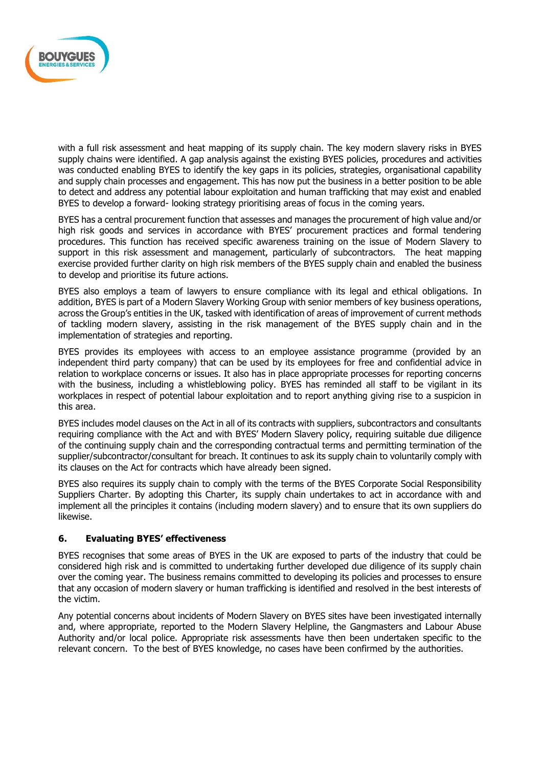with a full risk assessment and heat mapping of its supply chain. The key modern slavery risks in BYES supply chains were identified. A gap analysis against the existing BYES policies, procedures and activities was conducted enabling BYES to identify the key gaps in its policies, strategies, organisational capability and supply chain processes and engagement. This has now put the business in a better position to be able to detect and address any potential labour exploitation and human trafficking that may exist and enabled BYES to develop a forward- looking strategy prioritising areas of focus in the coming years.

BYES has a central procurement function that assesses and manages the procurement of high value and/or high risk goods and services in accordance with BYES' procurement practices and formal tendering procedures. This function has received specific awareness training on the issue of Modern Slavery to support in this risk assessment and management, particularly of subcontractors. The heat mapping exercise provided further clarity on high risk members of the BYES supply chain and enabled the business to develop and prioritise its future actions.

BYES also employs a team of lawyers to ensure compliance with its legal and ethical obligations. In addition, BYES is part of a Modern Slavery Working Group with senior members of key business operations, across the Group's entities in the UK, tasked with identification of areas of improvement of current methods of tackling modern slavery, assisting in the risk management of the BYES supply chain and in the implementation of strategies and reporting.

BYES provides its employees with access to an employee assistance programme (provided by an independent third party company) that can be used by its employees for free and confidential advice in relation to workplace concerns or issues. It also has in place appropriate processes for reporting concerns with the business, including a whistleblowing policy. BYES has reminded all staff to be vigilant in its workplaces in respect of potential labour exploitation and to report anything giving rise to a suspicion in this area.

BYES includes model clauses on the Act in all of its contracts with suppliers, subcontractors and consultants requiring compliance with the Act and with BYES' Modern Slavery policy, requiring suitable due diligence of the continuing supply chain and the corresponding contractual terms and permitting termination of the supplier/subcontractor/consultant for breach. It continues to ask its supply chain to voluntarily comply with its clauses on the Act for contracts which have already been signed.

BYES also requires its supply chain to comply with the terms of the BYES Corporate Social Responsibility Suppliers Charter. By adopting this Charter, its supply chain undertakes to act in accordance with and implement all the principles it contains (including modern slavery) and to ensure that its own suppliers do likewise.

## 6. Evaluating BYES' effectiveness

BYES recognises that some areas of BYES in the UK are exposed to parts of the industry that could be considered high risk and is committed to undertaking further developed due diligence of its supply chain over the coming year. The business remains committed to developing its policies and processes to ensure that any occasion of modern slavery or human trafficking is identified and resolved in the best interests of the victim.

Any potential concerns about incidents of Modern Slavery on BYES sites have been investigated internally and, where appropriate, reported to the Modern Slavery Helpline, the Gangmasters and Labour Abuse Authority and/or local police. Appropriate risk assessments have then been undertaken specific to the relevant concern. To the best of BYES knowledge, no cases have been confirmed by the authorities.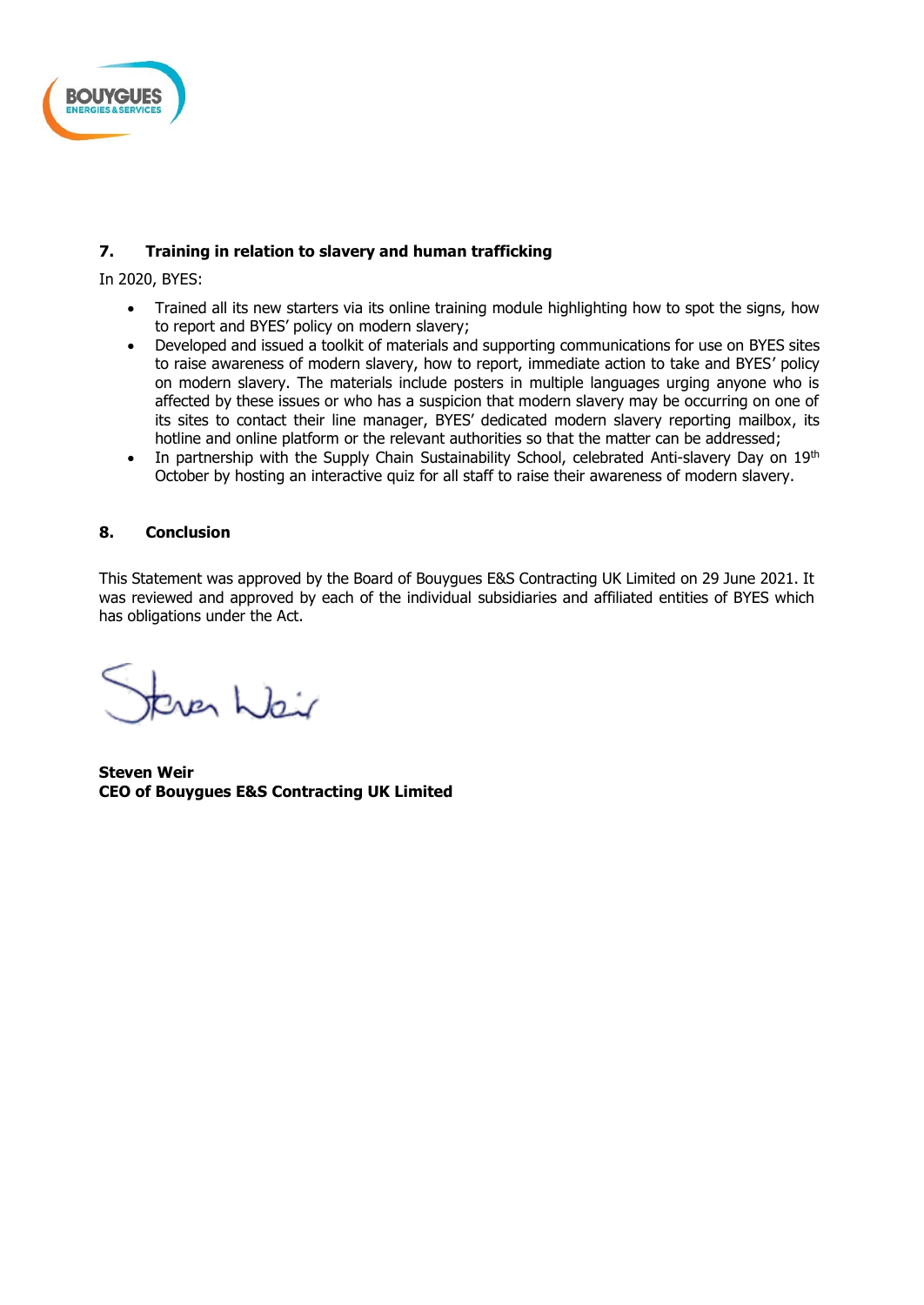## 7. Training in relation to slavery and human trafficking

In 2020, BYES:

- Trained all its new starters via its online training module highlighting how to spot the signs, how to report and BYES' policy on modern slavery;
- Developed and issued a toolkit of materials and supporting communications for use on BYES sites to raise awareness of modern slavery, how to report, immediate action to take and BYES' policy on modern slavery. The materials include posters in multiple languages urging anyone who is affected by these issues or who has a suspicion that modern slavery may be occurring on one of its sites to contact their line manager, BYES' dedicated modern slavery reporting mailbox, its hotline and online platform or the relevant authorities so that the matter can be addressed;
- In partnership with the Supply Chain Sustainability School, celebrated Anti-slavery Day on 19th October by hosting an interactive quiz for all staff to raise their awareness of modern slavery.

## 8. Conclusion

This Statement was approved by the Board of Bouygues E&S Contracting UK Limited on 29 June 2021. It was reviewed and approved by each of the individual subsidiaries and affiliated entities of BYES which has obligations under the Act.

**Steven Weir**
**CEO of Bouygues E&S Contracting UK Limited**